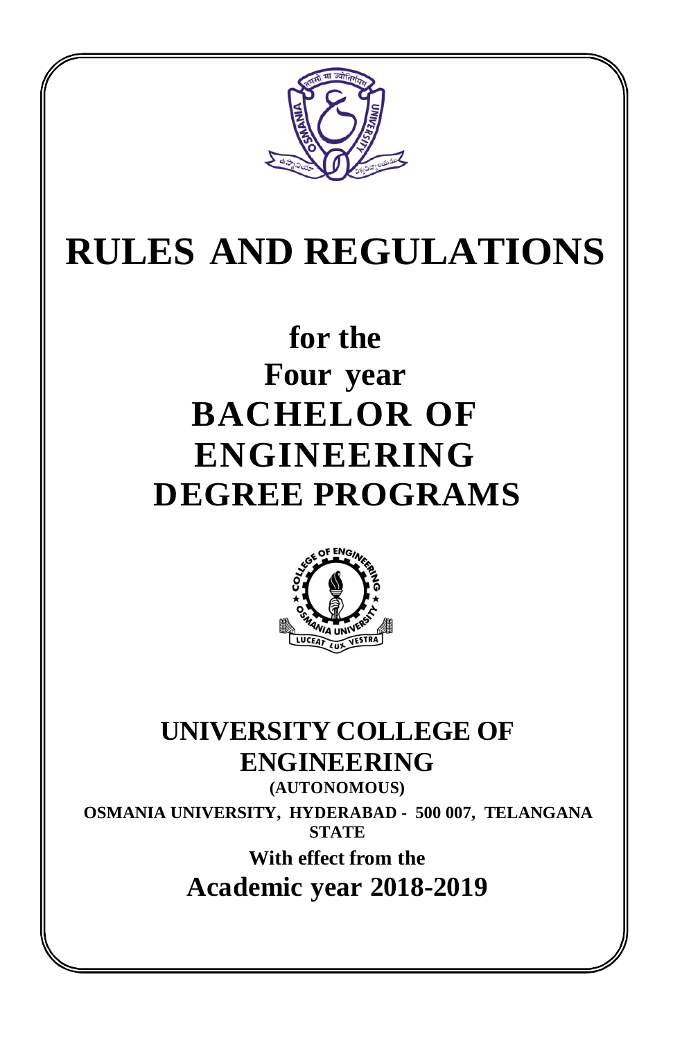# RULES AND REGULATIONS

## for the
## Four year
## BACHELOR OF ENGINEERING DEGREE PROGRAMS

## UNIVERSITY COLLEGE OF ENGINEERING

**(AUTONOMOUS)**

**OSMANIA UNIVERSITY, HYDERABAD - 500 007, TELANGANA STATE**

**With effect from the**

**Academic year 2018-2019**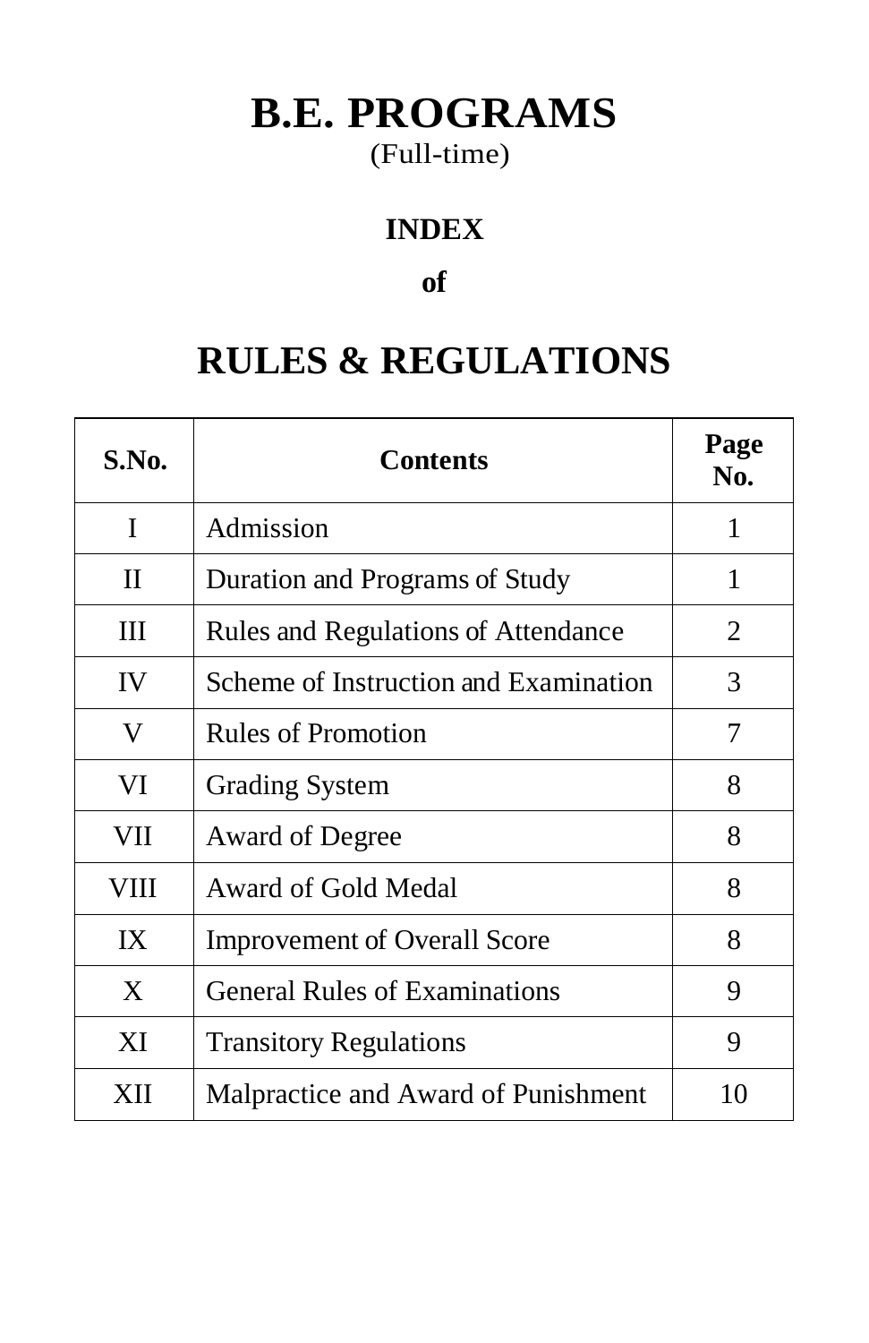# B.E. PROGRAMS

(Full-time)

## INDEX

**of**

# RULES & REGULATIONS

| S.No. | Contents | Page No. |
|---|---|---|
| I | Admission | 1 |
| II | Duration and Programs of Study | 1 |
| III | Rules and Regulations of Attendance | 2 |
| IV | Scheme of Instruction and Examination | 3 |
| V | Rules of Promotion | 7 |
| VI | Grading System | 8 |
| VII | Award of Degree | 8 |
| VIII | Award of Gold Medal | 8 |
| IX | Improvement of Overall Score | 8 |
| X | General Rules of Examinations | 9 |
| XI | Transitory Regulations | 9 |
| XII | Malpractice and Award of Punishment | 10 |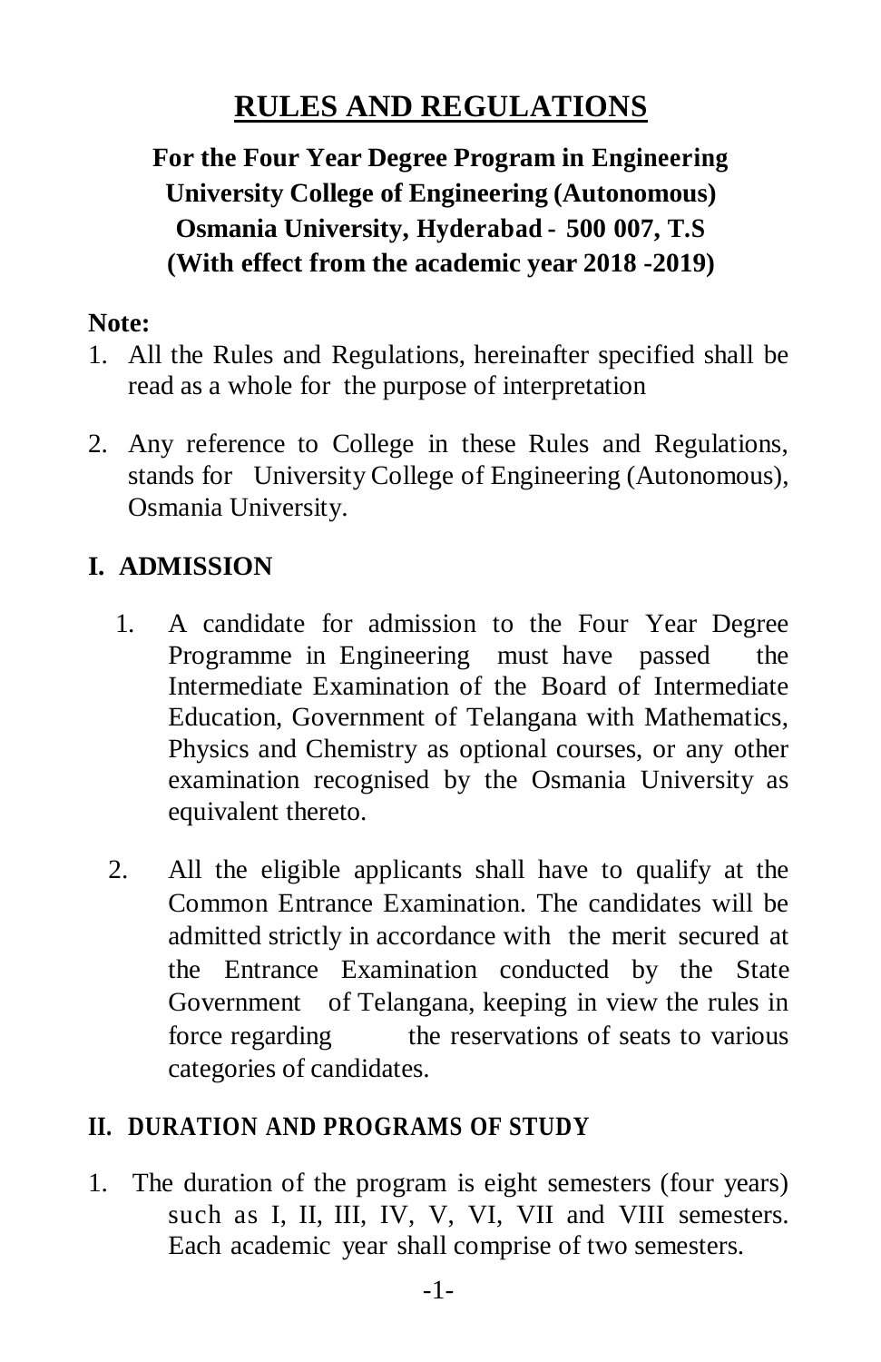# RULES AND REGULATIONS

## For the Four Year Degree Program in Engineering
## University College of Engineering (Autonomous)
## Osmania University, Hyderabad - 500 007, T.S
## (With effect from the academic year 2018 -2019)

**Note:**

1. All the Rules and Regulations, hereinafter specified shall be read as a whole for the purpose of interpretation
2. Any reference to College in these Rules and Regulations, stands for University College of Engineering (Autonomous), Osmania University.

## I. ADMISSION

1. A candidate for admission to the Four Year Degree Programme in Engineering must have passed the Intermediate Examination of the Board of Intermediate Education, Government of Telangana with Mathematics, Physics and Chemistry as optional courses, or any other examination recognised by the Osmania University as equivalent thereto.
2. All the eligible applicants shall have to qualify at the Common Entrance Examination. The candidates will be admitted strictly in accordance with the merit secured at the Entrance Examination conducted by the State Government of Telangana, keeping in view the rules in force regarding the reservations of seats to various categories of candidates.

## II. DURATION AND PROGRAMS OF STUDY

1. The duration of the program is eight semesters (four years) such as I, II, III, IV, V, VI, VII and VIII semesters. Each academic year shall comprise of two semesters.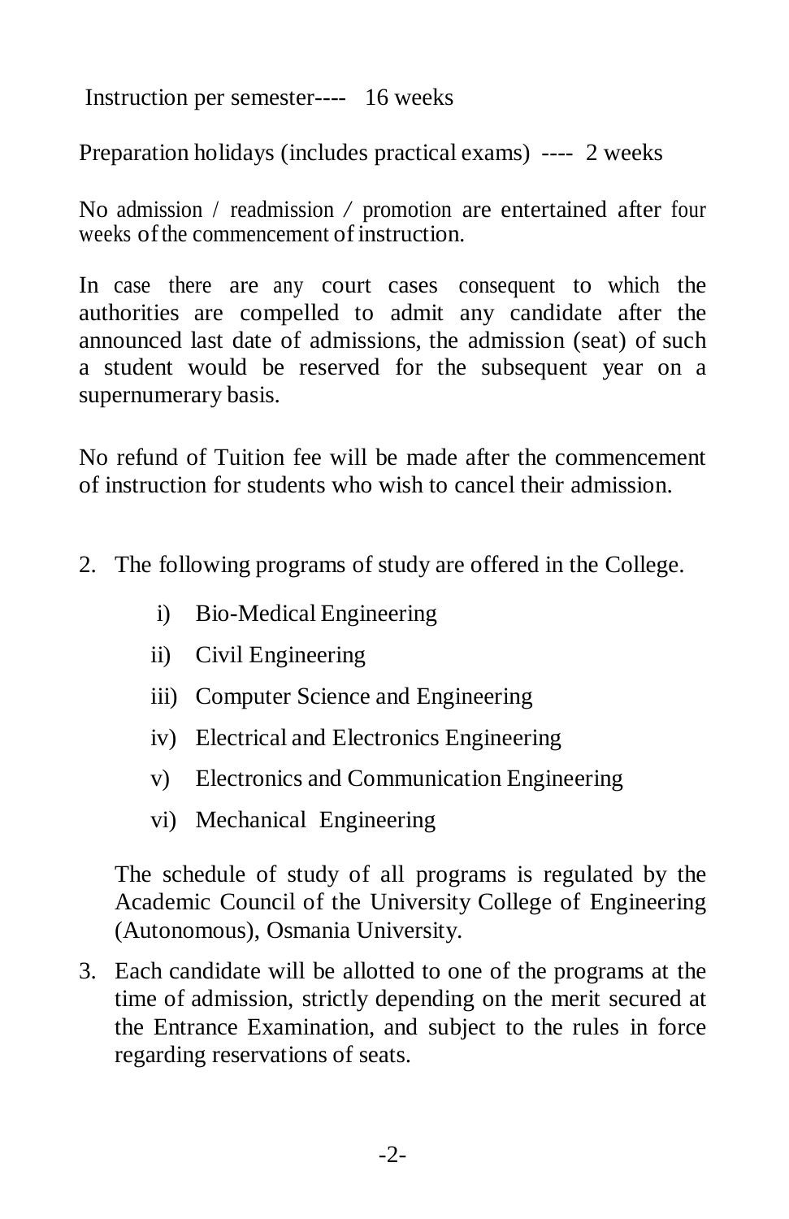Instruction per semester---- 16 weeks

Preparation holidays (includes practical exams) ---- 2 weeks

No admission / readmission / promotion are entertained after four weeks of the commencement of instruction.

In case there are any court cases consequent to which the authorities are compelled to admit any candidate after the announced last date of admissions, the admission (seat) of such a student would be reserved for the subsequent year on a supernumerary basis.

No refund of Tuition fee will be made after the commencement of instruction for students who wish to cancel their admission.

2. The following programs of study are offered in the College.

   i) Bio-Medical Engineering
   
   ii) Civil Engineering
   
   iii) Computer Science and Engineering
   
   iv) Electrical and Electronics Engineering
   
   v) Electronics and Communication Engineering
   
   vi) Mechanical Engineering

   The schedule of study of all programs is regulated by the Academic Council of the University College of Engineering (Autonomous), Osmania University.

3. Each candidate will be allotted to one of the programs at the time of admission, strictly depending on the merit secured at the Entrance Examination, and subject to the rules in force regarding reservations of seats.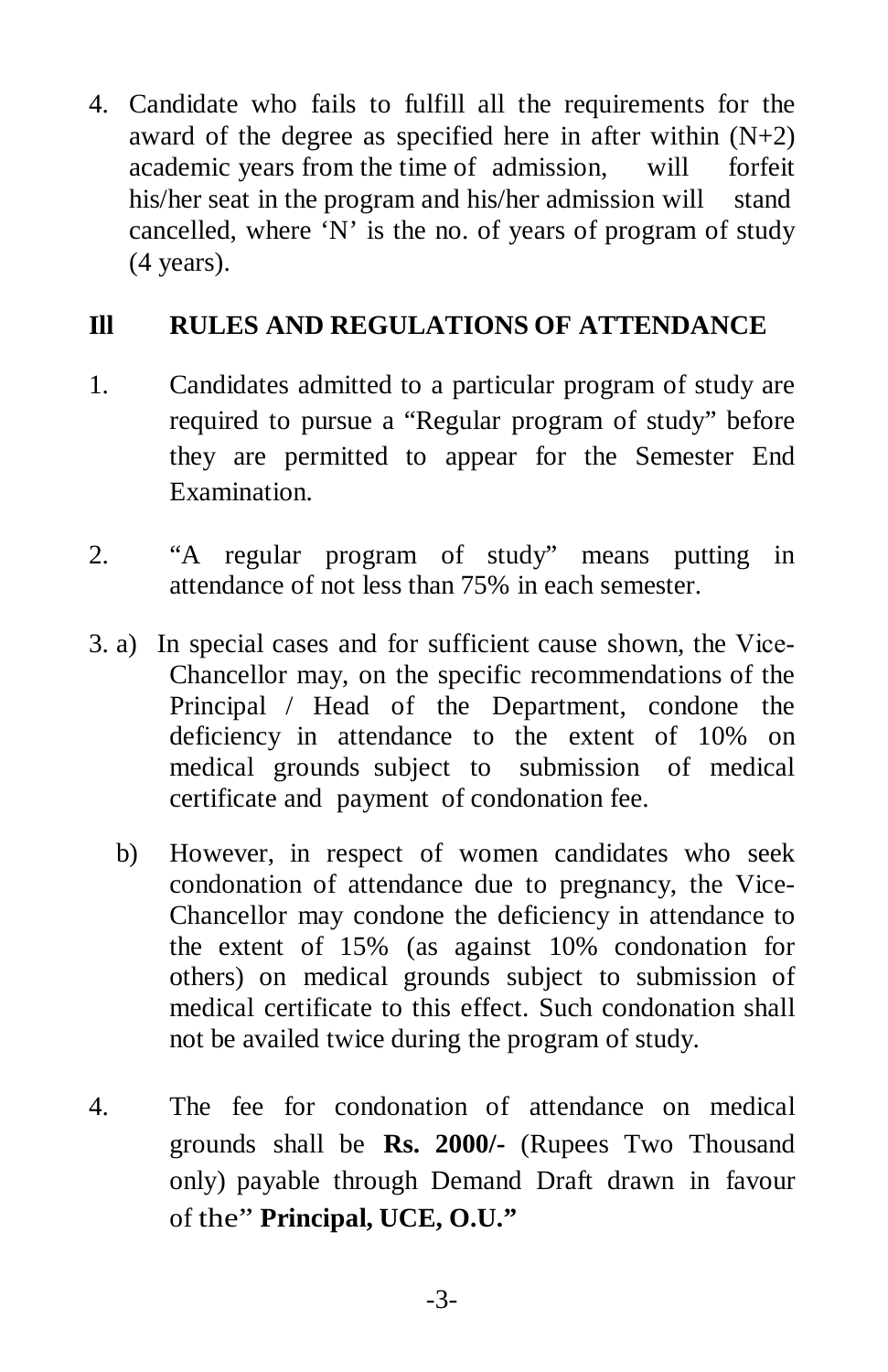4. Candidate who fails to fulfill all the requirements for the award of the degree as specified here in after within (N+2) academic years from the time of admission, will forfeit his/her seat in the program and his/her admission will stand cancelled, where 'N' is the no. of years of program of study (4 years).

## Ill RULES AND REGULATIONS OF ATTENDANCE

1. Candidates admitted to a particular program of study are required to pursue a "Regular program of study" before they are permitted to appear for the Semester End Examination.

2. "A regular program of study" means putting in attendance of not less than 75% in each semester.

3. a) In special cases and for sufficient cause shown, the Vice-Chancellor may, on the specific recommendations of the Principal / Head of the Department, condone the deficiency in attendance to the extent of 10% on medical grounds subject to submission of medical certificate and payment of condonation fee.

   b) However, in respect of women candidates who seek condonation of attendance due to pregnancy, the Vice-Chancellor may condone the deficiency in attendance to the extent of 15% (as against 10% condonation for others) on medical grounds subject to submission of medical certificate to this effect. Such condonation shall not be availed twice during the program of study.

4. The fee for condonation of attendance on medical grounds shall be **Rs. 2000/-** (Rupees Two Thousand only) payable through Demand Draft drawn in favour of the" **Principal, UCE, O.U."**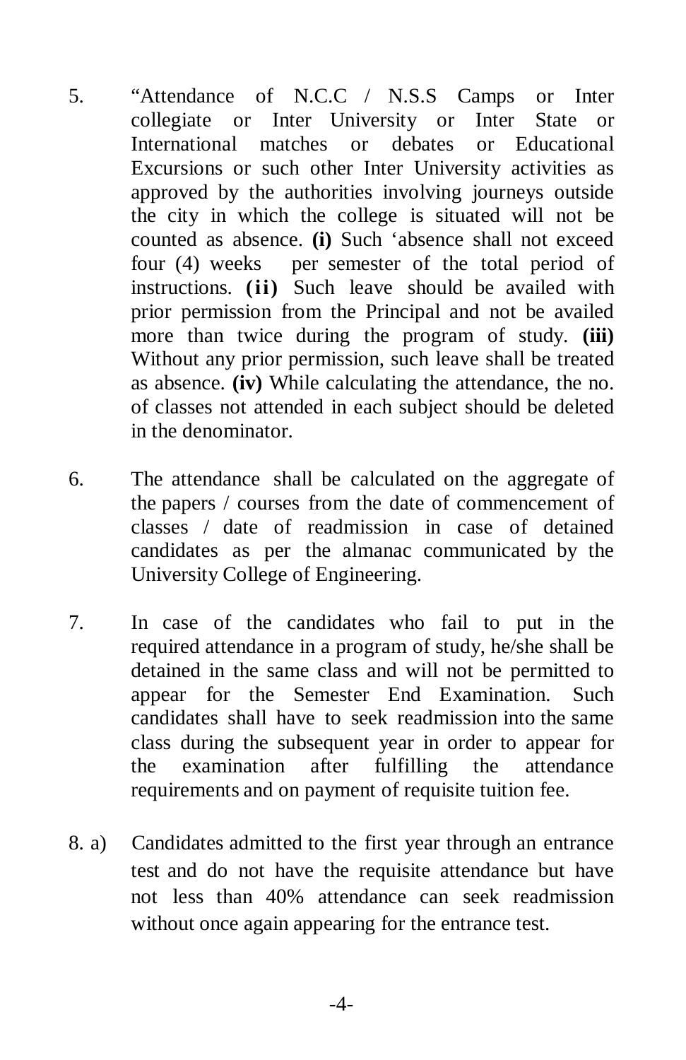5. “Attendance of N.C.C / N.S.S Camps or Inter collegiate or Inter University or Inter State or International matches or debates or Educational Excursions or such other Inter University activities as approved by the authorities involving journeys outside the city in which the college is situated will not be counted as absence. **(i)** Such ‘absence shall not exceed four (4) weeks per semester of the total period of instructions. **(ii)** Such leave should be availed with prior permission from the Principal and not be availed more than twice during the program of study. **(iii)** Without any prior permission, such leave shall be treated as absence. **(iv)** While calculating the attendance, the no. of classes not attended in each subject should be deleted in the denominator.

6. The attendance shall be calculated on the aggregate of the papers / courses from the date of commencement of classes / date of readmission in case of detained candidates as per the almanac communicated by the University College of Engineering.

7. In case of the candidates who fail to put in the required attendance in a program of study, he/she shall be detained in the same class and will not be permitted to appear for the Semester End Examination. Such candidates shall have to seek readmission into the same class during the subsequent year in order to appear for the examination after fulfilling the attendance requirements and on payment of requisite tuition fee.

8. a) Candidates admitted to the first year through an entrance test and do not have the requisite attendance but have not less than 40% attendance can seek readmission without once again appearing for the entrance test.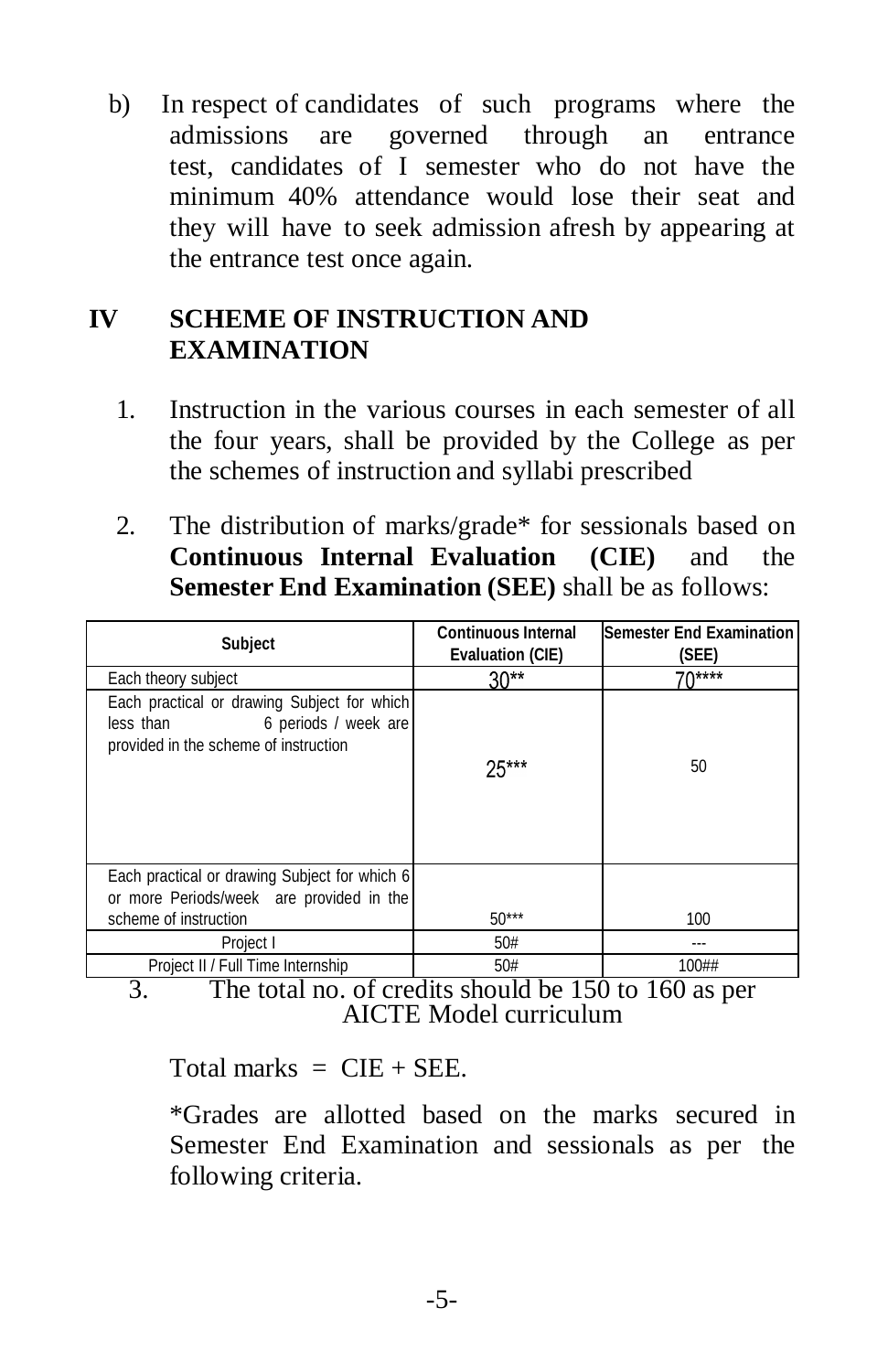b) In respect of candidates of such programs where the admissions are governed through an entrance test, candidates of I semester who do not have the minimum 40% attendance would lose their seat and they will have to seek admission afresh by appearing at the entrance test once again.

## IV SCHEME OF INSTRUCTION AND EXAMINATION

1. Instruction in the various courses in each semester of all the four years, shall be provided by the College as per the schemes of instruction and syllabi prescribed

2. The distribution of marks/grade* for sessionals based on **Continuous Internal Evaluation (CIE)** and the **Semester End Examination (SEE)** shall be as follows:

| Subject | Continuous Internal Evaluation (CIE) | Semester End Examination (SEE) |
|---|---|---|
| Each theory subject | 30** | 70**** |
| Each practical or drawing Subject for which less than 6 periods / week are provided in the scheme of instruction | 25*** | 50 |
| Each practical or drawing Subject for which 6 or more Periods/week are provided in the scheme of instruction | 50*** | 100 |
| Project I | 50# | --- |
| Project II / Full Time Internship | 50# | 100## |

3. The total no. of credits should be 150 to 160 as per AICTE Model curriculum

Total marks = CIE + SEE.

*Grades are allotted based on the marks secured in Semester End Examination and sessionals as per the following criteria.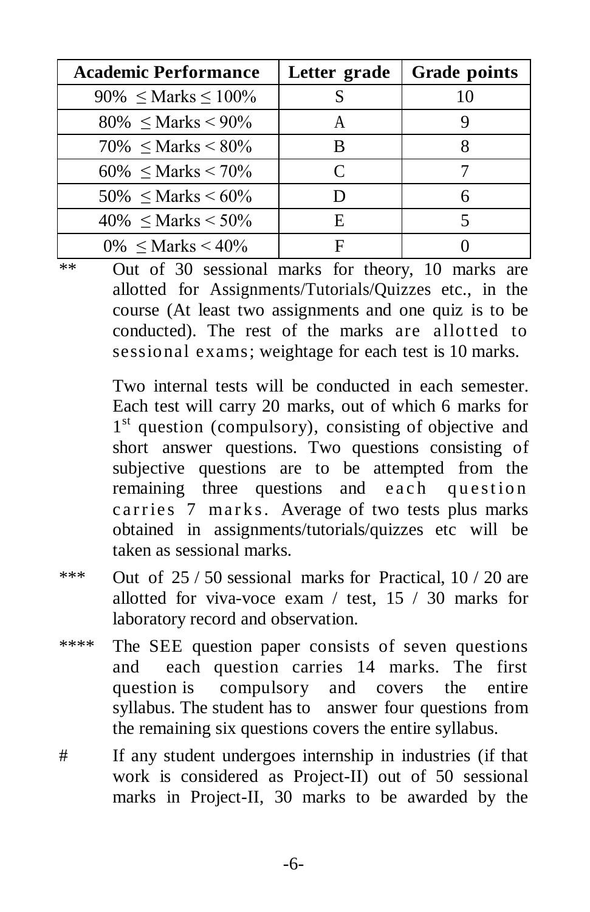| Academic Performance | Letter grade | Grade points |
|---|---|---|
| 90% ≤ Marks ≤ 100% | S | 10 |
| 80% ≤ Marks < 90% | A | 9 |
| 70% ≤ Marks < 80% | B | 8 |
| 60% ≤ Marks < 70% | C | 7 |
| 50% ≤ Marks < 60% | D | 6 |
| 40% ≤ Marks < 50% | E | 5 |
| 0% ≤ Marks < 40% | F | 0 |

** Out of 30 sessional marks for theory, 10 marks are allotted for Assignments/Tutorials/Quizzes etc., in the course (At least two assignments and one quiz is to be conducted). The rest of the marks are allotted to sessional exams; weightage for each test is 10 marks.

Two internal tests will be conducted in each semester. Each test will carry 20 marks, out of which 6 marks for 1st question (compulsory), consisting of objective and short answer questions. Two questions consisting of subjective questions are to be attempted from the remaining three questions and each question carries 7 marks. Average of two tests plus marks obtained in assignments/tutorials/quizzes etc will be taken as sessional marks.

*** Out of 25 / 50 sessional marks for Practical, 10 / 20 are allotted for viva-voce exam / test, 15 / 30 marks for laboratory record and observation.

**** The SEE question paper consists of seven questions and each question carries 14 marks. The first question is compulsory and covers the entire syllabus. The student has to answer four questions from the remaining six questions covers the entire syllabus.

# If any student undergoes internship in industries (if that work is considered as Project-II) out of 50 sessional marks in Project-II, 30 marks to be awarded by the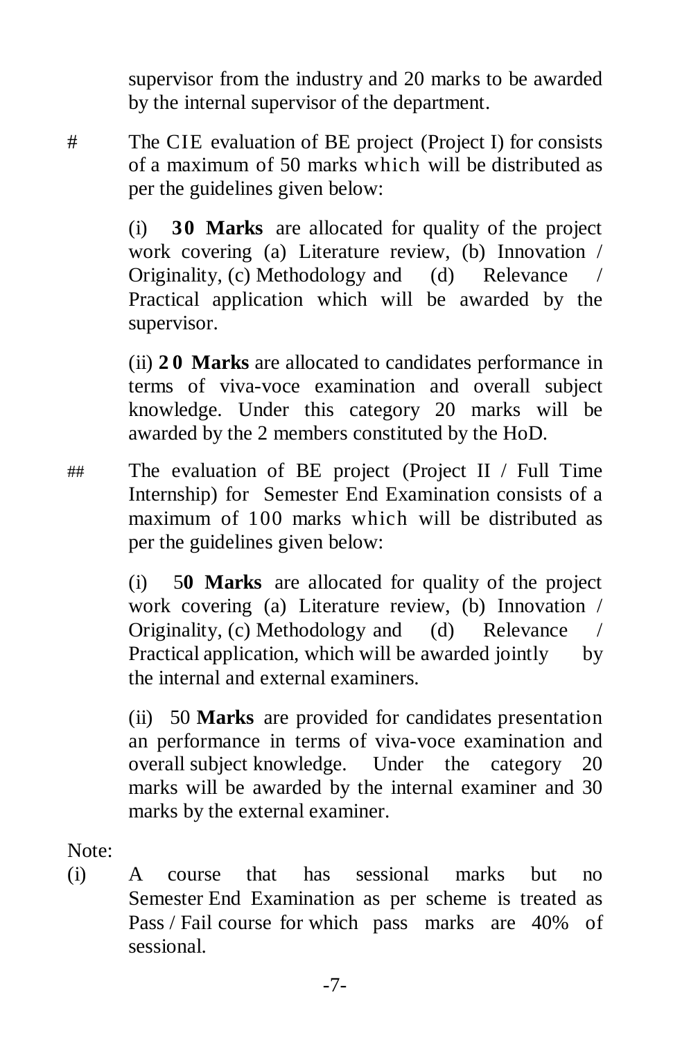supervisor from the industry and 20 marks to be awarded by the internal supervisor of the department.

# The CIE evaluation of BE project (Project I) for consists of a maximum of 50 marks which will be distributed as per the guidelines given below:

(i) **30 Marks** are allocated for quality of the project work covering (a) Literature review, (b) Innovation / Originality, (c) Methodology and (d) Relevance / Practical application which will be awarded by the supervisor.

(ii) **20 Marks** are allocated to candidates performance in terms of viva-voce examination and overall subject knowledge. Under this category 20 marks will be awarded by the 2 members constituted by the HoD.

## The evaluation of BE project (Project II / Full Time Internship) for Semester End Examination consists of a maximum of 100 marks which will be distributed as per the guidelines given below:

(i) 5**0 Marks** are allocated for quality of the project work covering (a) Literature review, (b) Innovation / Originality, (c) Methodology and (d) Relevance / Practical application, which will be awarded jointly by the internal and external examiners.

(ii) 50 **Marks** are provided for candidates presentation an performance in terms of viva-voce examination and overall subject knowledge. Under the category 20 marks will be awarded by the internal examiner and 30 marks by the external examiner.

Note:

(i) A course that has sessional marks but no Semester End Examination as per scheme is treated as Pass / Fail course for which pass marks are 40% of sessional.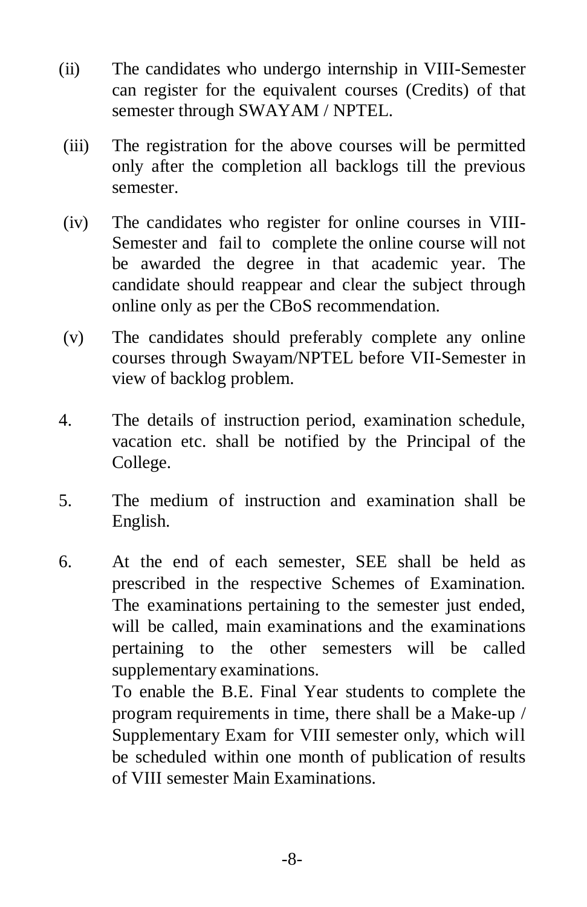(ii) The candidates who undergo internship in VIII-Semester can register for the equivalent courses (Credits) of that semester through SWAYAM / NPTEL.

(iii) The registration for the above courses will be permitted only after the completion all backlogs till the previous semester.

(iv) The candidates who register for online courses in VIII-Semester and fail to complete the online course will not be awarded the degree in that academic year. The candidate should reappear and clear the subject through online only as per the CBoS recommendation.

(v) The candidates should preferably complete any online courses through Swayam/NPTEL before VII-Semester in view of backlog problem.

4. The details of instruction period, examination schedule, vacation etc. shall be notified by the Principal of the College.

5. The medium of instruction and examination shall be English.

6. At the end of each semester, SEE shall be held as prescribed in the respective Schemes of Examination. The examinations pertaining to the semester just ended, will be called, main examinations and the examinations pertaining to the other semesters will be called supplementary examinations.

   To enable the B.E. Final Year students to complete the program requirements in time, there shall be a Make-up / Supplementary Exam for VIII semester only, which will be scheduled within one month of publication of results of VIII semester Main Examinations.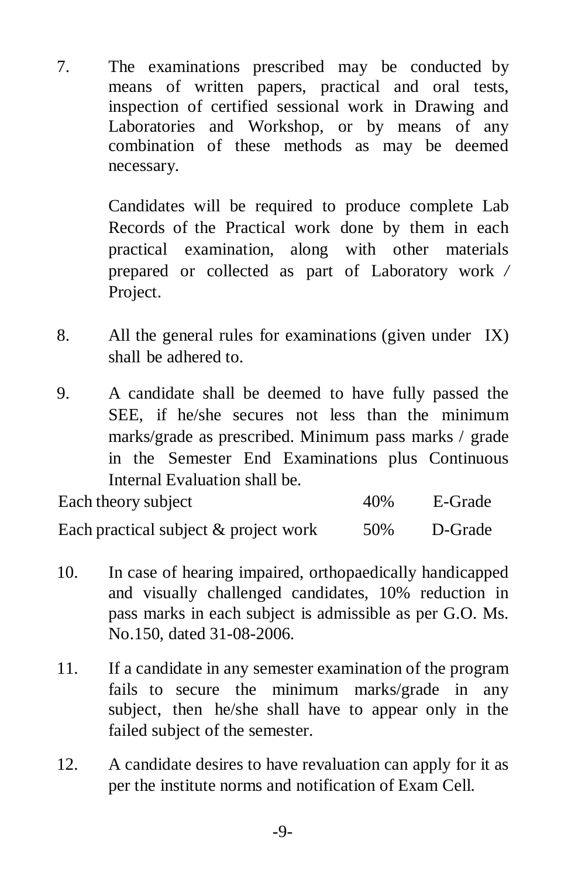7. The examinations prescribed may be conducted by means of written papers, practical and oral tests, inspection of certified sessional work in Drawing and Laboratories and Workshop, or by means of any combination of these methods as may be deemed necessary.

   Candidates will be required to produce complete Lab Records of the Practical work done by them in each practical examination, along with other materials prepared or collected as part of Laboratory work / Project.

8. All the general rules for examinations (given under IX) shall be adhered to.

9. A candidate shall be deemed to have fully passed the SEE, if he/she secures not less than the minimum marks/grade as prescribed. Minimum pass marks / grade in the Semester End Examinations plus Continuous Internal Evaluation shall be.

| | | |
|---|---|---|
| Each theory subject | 40% | E-Grade |
| Each practical subject & project work | 50% | D-Grade |

10. In case of hearing impaired, orthopaedically handicapped and visually challenged candidates, 10% reduction in pass marks in each subject is admissible as per G.O. Ms. No.150, dated 31-08-2006.

11. If a candidate in any semester examination of the program fails to secure the minimum marks/grade in any subject, then he/she shall have to appear only in the failed subject of the semester.

12. A candidate desires to have revaluation can apply for it as per the institute norms and notification of Exam Cell.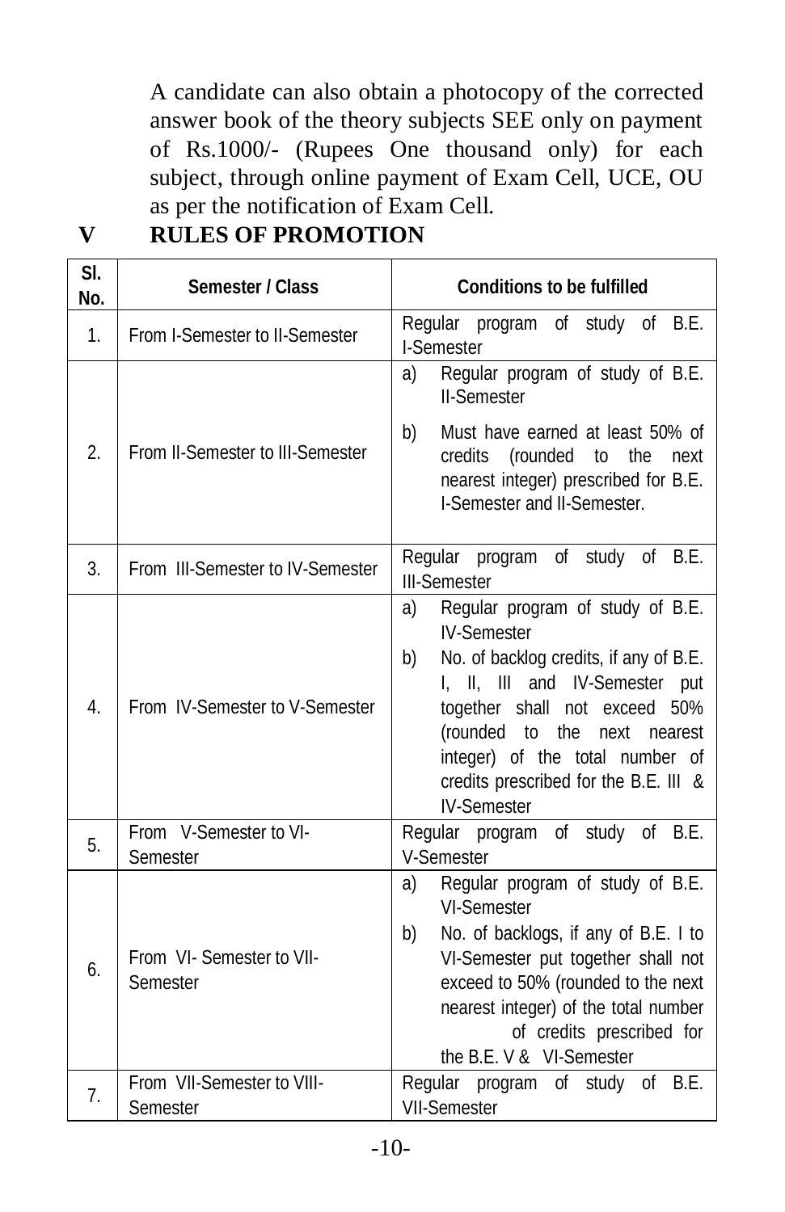A candidate can also obtain a photocopy of the corrected answer book of the theory subjects SEE only on payment of Rs.1000/- (Rupees One thousand only) for each subject, through online payment of Exam Cell, UCE, OU as per the notification of Exam Cell.

## V RULES OF PROMOTION

| Sl. No. | Semester / Class | Conditions to be fulfilled |
|---|---|---|
| 1. | From I-Semester to II-Semester | Regular program of study of B.E. I-Semester |
| 2. | From II-Semester to III-Semester | a) Regular program of study of B.E. II-Semester<br>b) Must have earned at least 50% of credits (rounded to the next nearest integer) prescribed for B.E. I-Semester and II-Semester. |
| 3. | From III-Semester to IV-Semester | Regular program of study of B.E. III-Semester |
| 4. | From IV-Semester to V-Semester | a) Regular program of study of B.E. IV-Semester<br>b) No. of backlog credits, if any of B.E. I, II, III and IV-Semester put together shall not exceed 50% (rounded to the next nearest integer) of the total number of credits prescribed for the B.E. III & IV-Semester |
| 5. | From V-Semester to VI-Semester | Regular program of study of B.E. V-Semester |
| 6. | From VI- Semester to VII-Semester | a) Regular program of study of B.E. VI-Semester<br>b) No. of backlogs, if any of B.E. I to VI-Semester put together shall not exceed to 50% (rounded to the next nearest integer) of the total number of credits prescribed for the B.E. V & VI-Semester |
| 7. | From VII-Semester to VIII-Semester | Regular program of study of B.E. VII-Semester |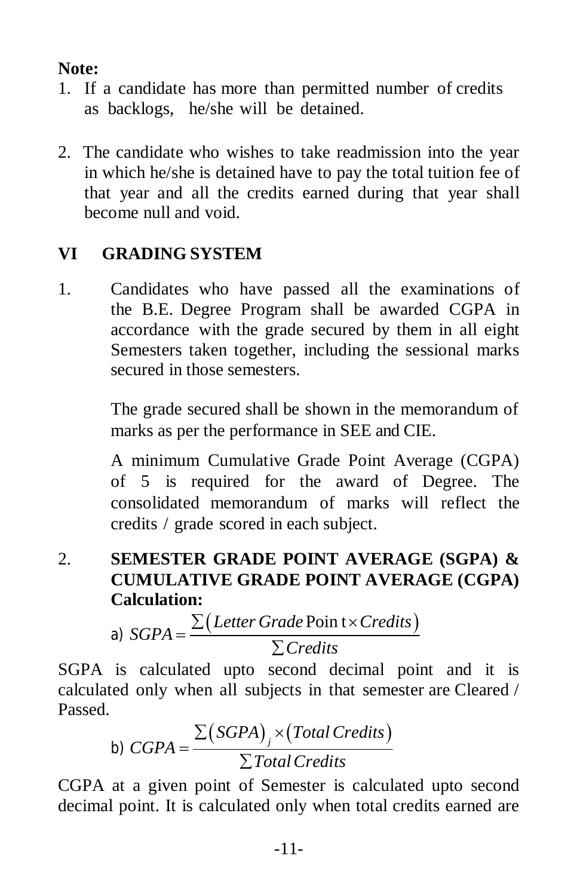**Note:**

1. If a candidate has more than permitted number of credits as backlogs, he/she will be detained.

2. The candidate who wishes to take readmission into the year in which he/she is detained have to pay the total tuition fee of that year and all the credits earned during that year shall become null and void.

## VI GRADING SYSTEM

1. Candidates who have passed all the examinations of the B.E. Degree Program shall be awarded CGPA in accordance with the grade secured by them in all eight Semesters taken together, including the sessional marks secured in those semesters.

   The grade secured shall be shown in the memorandum of marks as per the performance in SEE and CIE.

   A minimum Cumulative Grade Point Average (CGPA) of 5 is required for the award of Degree. The consolidated memorandum of marks will reflect the credits / grade scored in each subject.

2. **SEMESTER GRADE POINT AVERAGE (SGPA) & CUMULATIVE GRADE POINT AVERAGE (CGPA) Calculation:**

a) $$SGPA = \frac{\sum(Letter\,Grade\,\text{Point} \times Credits)}{\sum Credits}$$

SGPA is calculated upto second decimal point and it is calculated only when all subjects in that semester are Cleared / Passed.

b) $$CGPA = \frac{\sum(SGPA)_j \times (Total\,Credits)}{\sum Total\,Credits}$$

CGPA at a given point of Semester is calculated upto second decimal point. It is calculated only when total credits earned are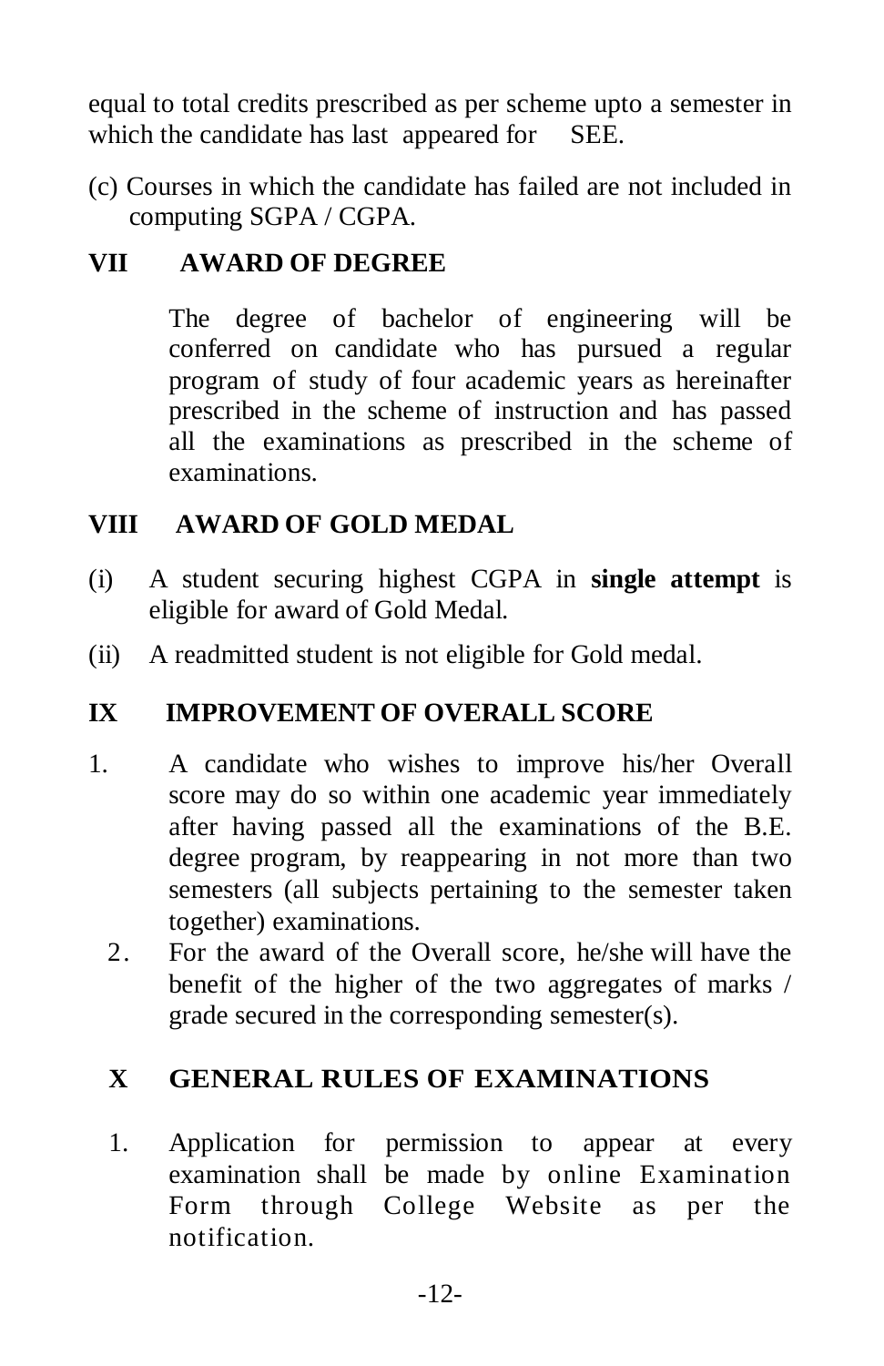equal to total credits prescribed as per scheme upto a semester in which the candidate has last appeared for SEE.

(c) Courses in which the candidate has failed are not included in computing SGPA / CGPA.

## VII AWARD OF DEGREE

The degree of bachelor of engineering will be conferred on candidate who has pursued a regular program of study of four academic years as hereinafter prescribed in the scheme of instruction and has passed all the examinations as prescribed in the scheme of examinations.

## VIII AWARD OF GOLD MEDAL

(i) A student securing highest CGPA in **single attempt** is eligible for award of Gold Medal.

(ii) A readmitted student is not eligible for Gold medal.

## IX IMPROVEMENT OF OVERALL SCORE

1. A candidate who wishes to improve his/her Overall score may do so within one academic year immediately after having passed all the examinations of the B.E. degree program, by reappearing in not more than two semesters (all subjects pertaining to the semester taken together) examinations.
2. For the award of the Overall score, he/she will have the benefit of the higher of the two aggregates of marks / grade secured in the corresponding semester(s).

## X GENERAL RULES OF EXAMINATIONS

1. Application for permission to appear at every examination shall be made by online Examination Form through College Website as per the notification.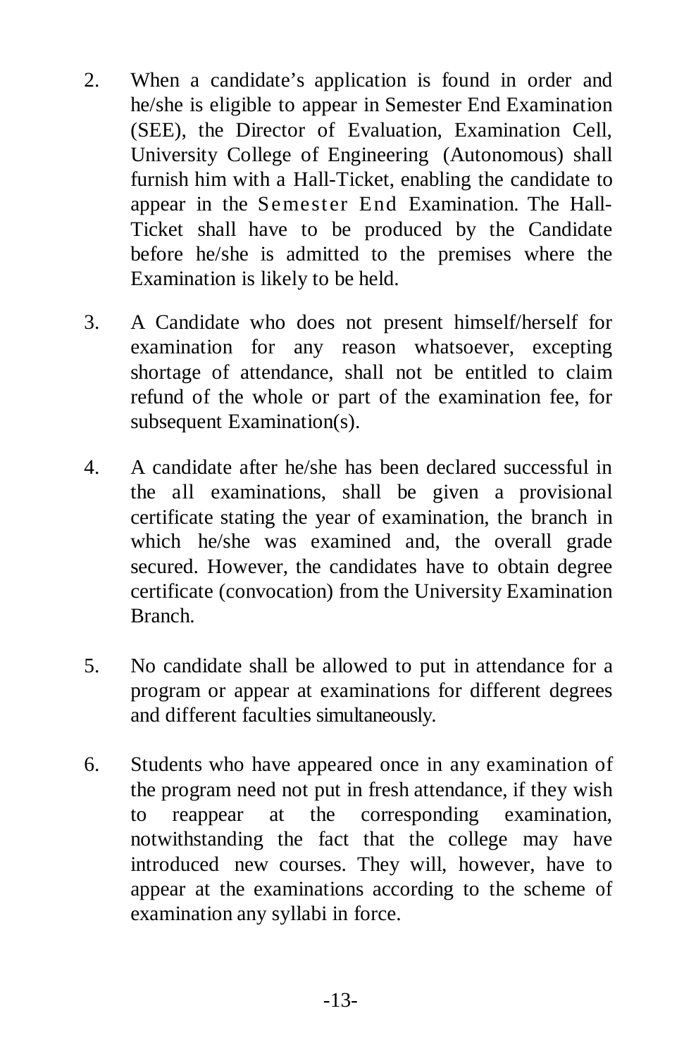2. When a candidate's application is found in order and he/she is eligible to appear in Semester End Examination (SEE), the Director of Evaluation, Examination Cell, University College of Engineering (Autonomous) shall furnish him with a Hall-Ticket, enabling the candidate to appear in the Semester End Examination. The Hall-Ticket shall have to be produced by the Candidate before he/she is admitted to the premises where the Examination is likely to be held.

3. A Candidate who does not present himself/herself for examination for any reason whatsoever, excepting shortage of attendance, shall not be entitled to claim refund of the whole or part of the examination fee, for subsequent Examination(s).

4. A candidate after he/she has been declared successful in the all examinations, shall be given a provisional certificate stating the year of examination, the branch in which he/she was examined and, the overall grade secured. However, the candidates have to obtain degree certificate (convocation) from the University Examination Branch.

5. No candidate shall be allowed to put in attendance for a program or appear at examinations for different degrees and different faculties simultaneously.

6. Students who have appeared once in any examination of the program need not put in fresh attendance, if they wish to reappear at the corresponding examination, notwithstanding the fact that the college may have introduced new courses. They will, however, have to appear at the examinations according to the scheme of examination any syllabi in force.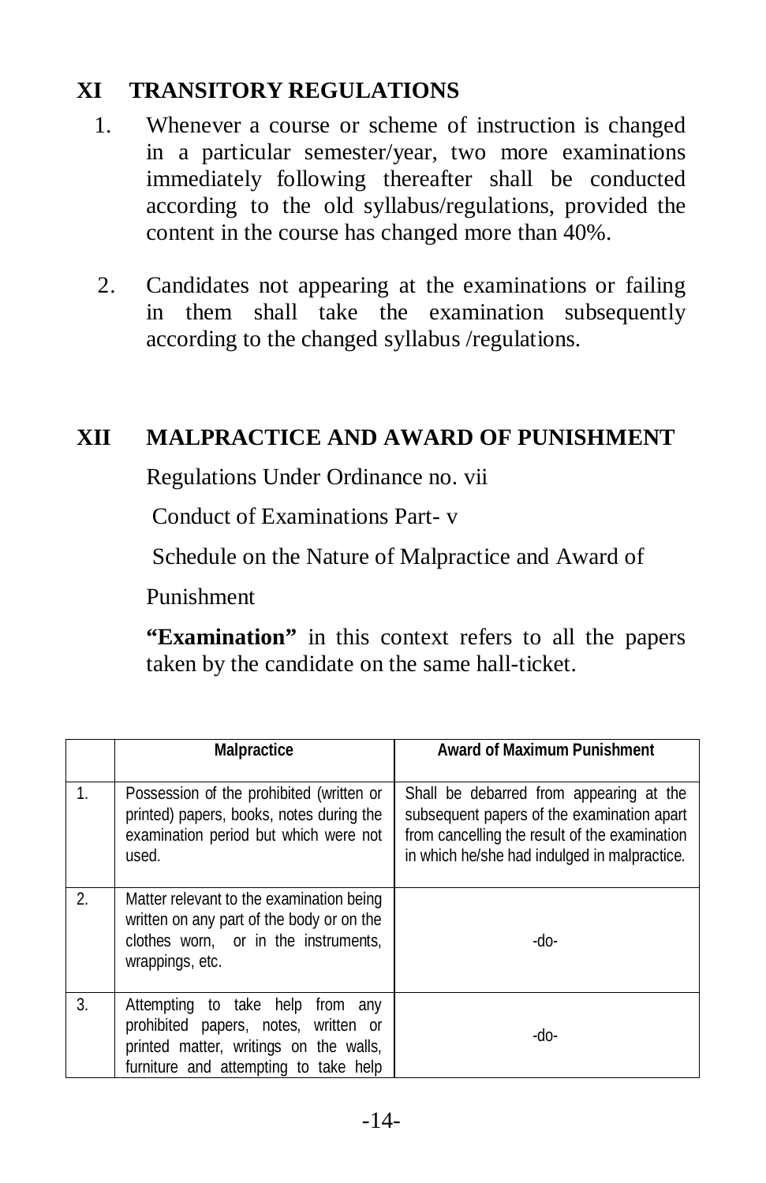## XI TRANSITORY REGULATIONS

1. Whenever a course or scheme of instruction is changed in a particular semester/year, two more examinations immediately following thereafter shall be conducted according to the old syllabus/regulations, provided the content in the course has changed more than 40%.

2. Candidates not appearing at the examinations or failing in them shall take the examination subsequently according to the changed syllabus /regulations.

## XII MALPRACTICE AND AWARD OF PUNISHMENT

Regulations Under Ordinance no. vii

Conduct of Examinations Part- v

Schedule on the Nature of Malpractice and Award of Punishment

**"Examination"** in this context refers to all the papers taken by the candidate on the same hall-ticket.

| | Malpractice | Award of Maximum Punishment |
|---|---|---|
| 1. | Possession of the prohibited (written or printed) papers, books, notes during the examination period but which were not used. | Shall be debarred from appearing at the subsequent papers of the examination apart from cancelling the result of the examination in which he/she had indulged in malpractice. |
| 2. | Matter relevant to the examination being written on any part of the body or on the clothes worn, or in the instruments, wrappings, etc. | -do- |
| 3. | Attempting to take help from any prohibited papers, notes, written or printed matter, writings on the walls, furniture and attempting to take help | -do- |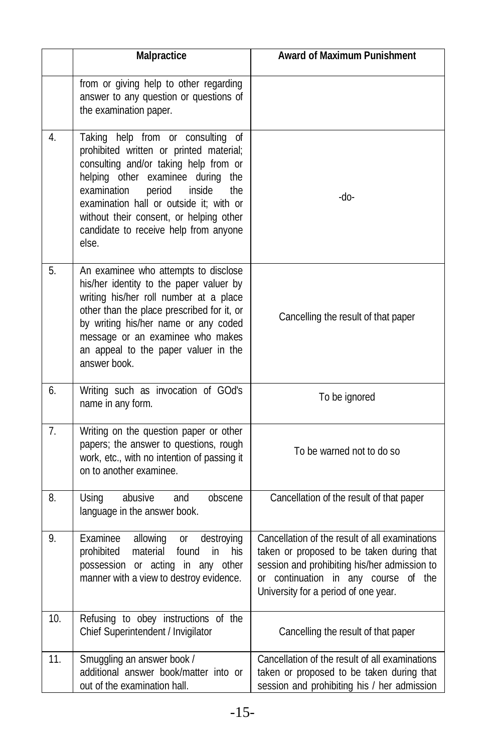|  | Malpractice | Award of Maximum Punishment |
|---|---|---|
|  | from or giving help to other regarding answer to any question or questions of the examination paper. |  |
| 4. | Taking help from or consulting of prohibited written or printed material; consulting and/or taking help from or helping other examinee during the examination period inside the examination hall or outside it; with or without their consent, or helping other candidate to receive help from anyone else. | -do- |
| 5. | An examinee who attempts to disclose his/her identity to the paper valuer by writing his/her roll number at a place other than the place prescribed for it, or by writing his/her name or any coded message or an examinee who makes an appeal to the paper valuer in the answer book. | Cancelling the result of that paper |
| 6. | Writing such as invocation of GOd's name in any form. | To be ignored |
| 7. | Writing on the question paper or other papers; the answer to questions, rough work, etc., with no intention of passing it on to another examinee. | To be warned not to do so |
| 8. | Using abusive and obscene language in the answer book. | Cancellation of the result of that paper |
| 9. | Examinee allowing or destroying prohibited material found in his possession or acting in any other manner with a view to destroy evidence. | Cancellation of the result of all examinations taken or proposed to be taken during that session and prohibiting his/her admission to or continuation in any course of the University for a period of one year. |
| 10. | Refusing to obey instructions of the Chief Superintendent / Invigilator | Cancelling the result of that paper |
| 11. | Smuggling an answer book / additional answer book/matter into or out of the examination hall. | Cancellation of the result of all examinations taken or proposed to be taken during that session and prohibiting his / her admission |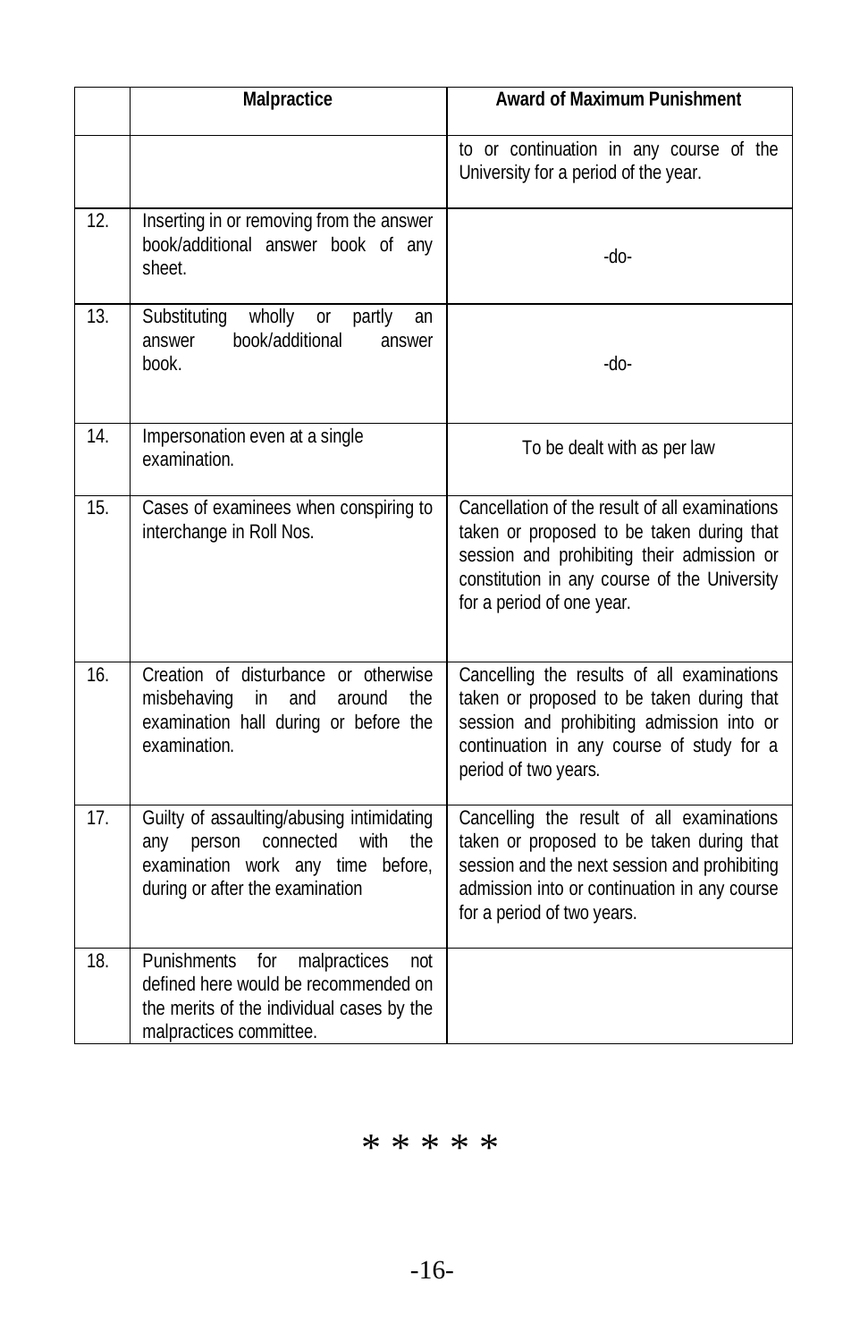| | Malpractice | Award of Maximum Punishment |
|---|---|---|
| | | to or continuation in any course of the University for a period of the year. |
| 12. | Inserting in or removing from the answer book/additional answer book of any sheet. | -do- |
| 13. | Substituting wholly or partly an answer book/additional answer book. | -do- |
| 14. | Impersonation even at a single examination. | To be dealt with as per law |
| 15. | Cases of examinees when conspiring to interchange in Roll Nos. | Cancellation of the result of all examinations taken or proposed to be taken during that session and prohibiting their admission or constitution in any course of the University for a period of one year. |
| 16. | Creation of disturbance or otherwise misbehaving in and around the examination hall during or before the examination. | Cancelling the results of all examinations taken or proposed to be taken during that session and prohibiting admission into or continuation in any course of study for a period of two years. |
| 17. | Guilty of assaulting/abusing intimidating any person connected with the examination work any time before, during or after the examination | Cancelling the result of all examinations taken or proposed to be taken during that session and the next session and prohibiting admission into or continuation in any course for a period of two years. |
| 18. | Punishments for malpractices not defined here would be recommended on the merits of the individual cases by the malpractices committee. | |

\* \* \* \* \*